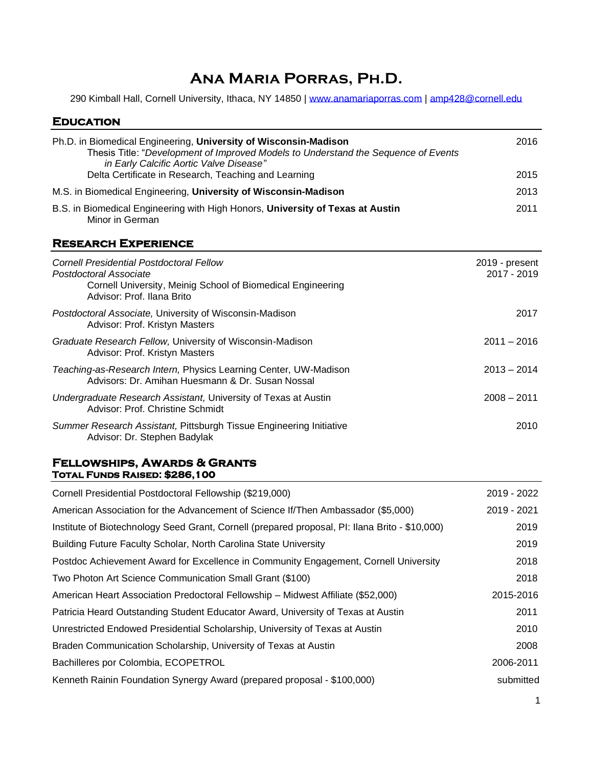# Ana Maria Porras, Ph.D.

290 Kimball Hall, Cornell University, Ithaca, NY 14850 | [www.anamariaporras.com](http://www.anamariaporras.com) | [amp428@cornell.edu](mailto:amp428@cornell.edu)

## Education

Ph.D. in Biomedical Engineering, **University of Wisconsin-Madison** — 2016
Thesis Title: "*Development of Improved Models to Understand the Sequence of Events in Early Calcific Aortic Valve Disease*"
Delta Certificate in Research, Teaching and Learning — 2015

M.S. in Biomedical Engineering, **University of Wisconsin-Madison** — 2013

B.S. in Biomedical Engineering with High Honors, **University of Texas at Austin** — 2011
Minor in German

## Research Experience

*Cornell Presidential Postdoctoral Fellow* — 2019 - present
*Postdoctoral Associate* — 2017 - 2019
Cornell University, Meinig School of Biomedical Engineering
Advisor: Prof. Ilana Brito

*Postdoctoral Associate,* University of Wisconsin-Madison — 2017
Advisor: Prof. Kristyn Masters

*Graduate Research Fellow,* University of Wisconsin-Madison — 2011 – 2016
Advisor: Prof. Kristyn Masters

*Teaching-as-Research Intern,* Physics Learning Center, UW-Madison — 2013 – 2014
Advisors: Dr. Amihan Huesmann & Dr. Susan Nossal

*Undergraduate Research Assistant,* University of Texas at Austin — 2008 – 2011
Advisor: Prof. Christine Schmidt

*Summer Research Assistant,* Pittsburgh Tissue Engineering Initiative — 2010
Advisor: Dr. Stephen Badylak

## Fellowships, Awards & Grants

### Total Funds Raised: $286,100

| Award | Year |
|---|---|
| Cornell Presidential Postdoctoral Fellowship ($219,000) | 2019 - 2022 |
| American Association for the Advancement of Science If/Then Ambassador ($5,000) | 2019 - 2021 |
| Institute of Biotechnology Seed Grant, Cornell (prepared proposal, PI: Ilana Brito - $10,000) | 2019 |
| Building Future Faculty Scholar, North Carolina State University | 2019 |
| Postdoc Achievement Award for Excellence in Community Engagement, Cornell University | 2018 |
| Two Photon Art Science Communication Small Grant ($100) | 2018 |
| American Heart Association Predoctoral Fellowship – Midwest Affiliate ($52,000) | 2015-2016 |
| Patricia Heard Outstanding Student Educator Award, University of Texas at Austin | 2011 |
| Unrestricted Endowed Presidential Scholarship, University of Texas at Austin | 2010 |
| Braden Communication Scholarship, University of Texas at Austin | 2008 |
| Bachilleres por Colombia, ECOPETROL | 2006-2011 |
| Kenneth Rainin Foundation Synergy Award (prepared proposal - $100,000) | submitted |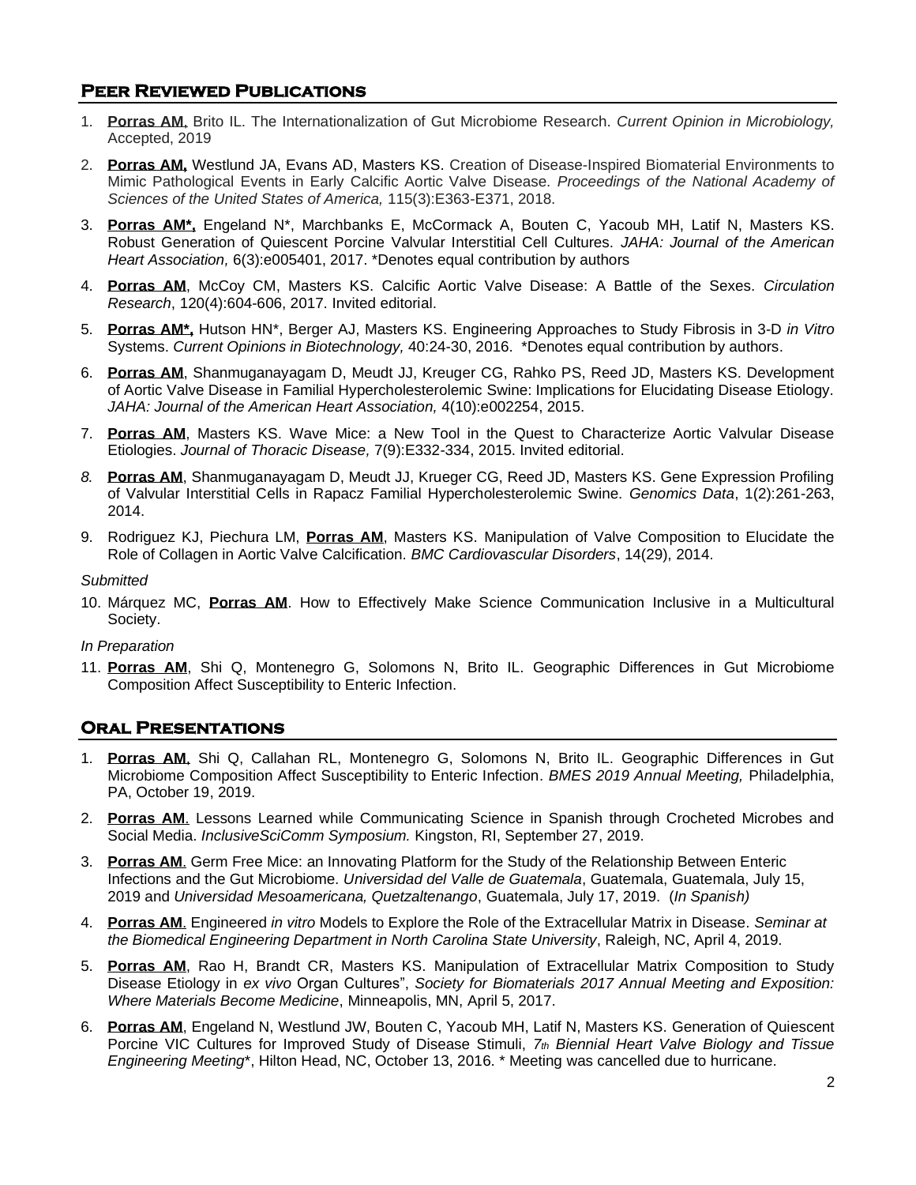## Peer Reviewed Publications

1. **Porras AM**, Brito IL. The Internationalization of Gut Microbiome Research. *Current Opinion in Microbiology,* Accepted, 2019
2. **Porras AM,** Westlund JA, Evans AD, Masters KS. Creation of Disease-Inspired Biomaterial Environments to Mimic Pathological Events in Early Calcific Aortic Valve Disease. *Proceedings of the National Academy of Sciences of the United States of America,* 115(3):E363-E371, 2018.
3. **Porras AM*,** Engeland N*, Marchbanks E, McCormack A, Bouten C, Yacoub MH, Latif N, Masters KS. Robust Generation of Quiescent Porcine Valvular Interstitial Cell Cultures. *JAHA: Journal of the American Heart Association,* 6(3):e005401, 2017. *Denotes equal contribution by authors
4. **Porras AM**, McCoy CM, Masters KS. Calcific Aortic Valve Disease: A Battle of the Sexes. *Circulation Research*, 120(4):604-606, 2017. Invited editorial.
5. **Porras AM*,** Hutson HN*, Berger AJ, Masters KS. Engineering Approaches to Study Fibrosis in 3-D *in Vitro* Systems. *Current Opinions in Biotechnology,* 40:24-30, 2016. *Denotes equal contribution by authors.
6. **Porras AM**, Shanmuganayagam D, Meudt JJ, Kreuger CG, Rahko PS, Reed JD, Masters KS. Development of Aortic Valve Disease in Familial Hypercholesterolemic Swine: Implications for Elucidating Disease Etiology. *JAHA: Journal of the American Heart Association,* 4(10):e002254, 2015.
7. **Porras AM**, Masters KS. Wave Mice: a New Tool in the Quest to Characterize Aortic Valvular Disease Etiologies. *Journal of Thoracic Disease,* 7(9):E332-334, 2015. Invited editorial.
8. **Porras AM**, Shanmuganayagam D, Meudt JJ, Krueger CG, Reed JD, Masters KS. Gene Expression Profiling of Valvular Interstitial Cells in Rapacz Familial Hypercholesterolemic Swine. *Genomics Data*, 1(2):261-263, 2014.
9. Rodriguez KJ, Piechura LM, **Porras AM**, Masters KS. Manipulation of Valve Composition to Elucidate the Role of Collagen in Aortic Valve Calcification. *BMC Cardiovascular Disorders*, 14(29), 2014.

*Submitted*

10. Márquez MC, **Porras AM**. How to Effectively Make Science Communication Inclusive in a Multicultural Society.

*In Preparation*

11. **Porras AM**, Shi Q, Montenegro G, Solomons N, Brito IL. Geographic Differences in Gut Microbiome Composition Affect Susceptibility to Enteric Infection.

## Oral Presentations

1. **Porras AM**, Shi Q, Callahan RL, Montenegro G, Solomons N, Brito IL. Geographic Differences in Gut Microbiome Composition Affect Susceptibility to Enteric Infection. *BMES 2019 Annual Meeting,* Philadelphia, PA, October 19, 2019.
2. **Porras AM**. Lessons Learned while Communicating Science in Spanish through Crocheted Microbes and Social Media. *InclusiveSciComm Symposium.* Kingston, RI, September 27, 2019.
3. **Porras AM**. Germ Free Mice: an Innovating Platform for the Study of the Relationship Between Enteric Infections and the Gut Microbiome. *Universidad del Valle de Guatemala*, Guatemala, Guatemala, July 15, 2019 and *Universidad Mesoamericana, Quetzaltenango*, Guatemala, July 17, 2019. (*In Spanish)*
4. **Porras AM**. Engineered *in vitro* Models to Explore the Role of the Extracellular Matrix in Disease. *Seminar at the Biomedical Engineering Department in North Carolina State University*, Raleigh, NC, April 4, 2019.
5. **Porras AM**, Rao H, Brandt CR, Masters KS. Manipulation of Extracellular Matrix Composition to Study Disease Etiology in *ex vivo* Organ Cultures", *Society for Biomaterials 2017 Annual Meeting and Exposition: Where Materials Become Medicine*, Minneapolis, MN, April 5, 2017.
6. **Porras AM**, Engeland N, Westlund JW, Bouten C, Yacoub MH, Latif N, Masters KS. Generation of Quiescent Porcine VIC Cultures for Improved Study of Disease Stimuli, *7th Biennial Heart Valve Biology and Tissue Engineering Meeting**, Hilton Head, NC, October 13, 2016. * Meeting was cancelled due to hurricane.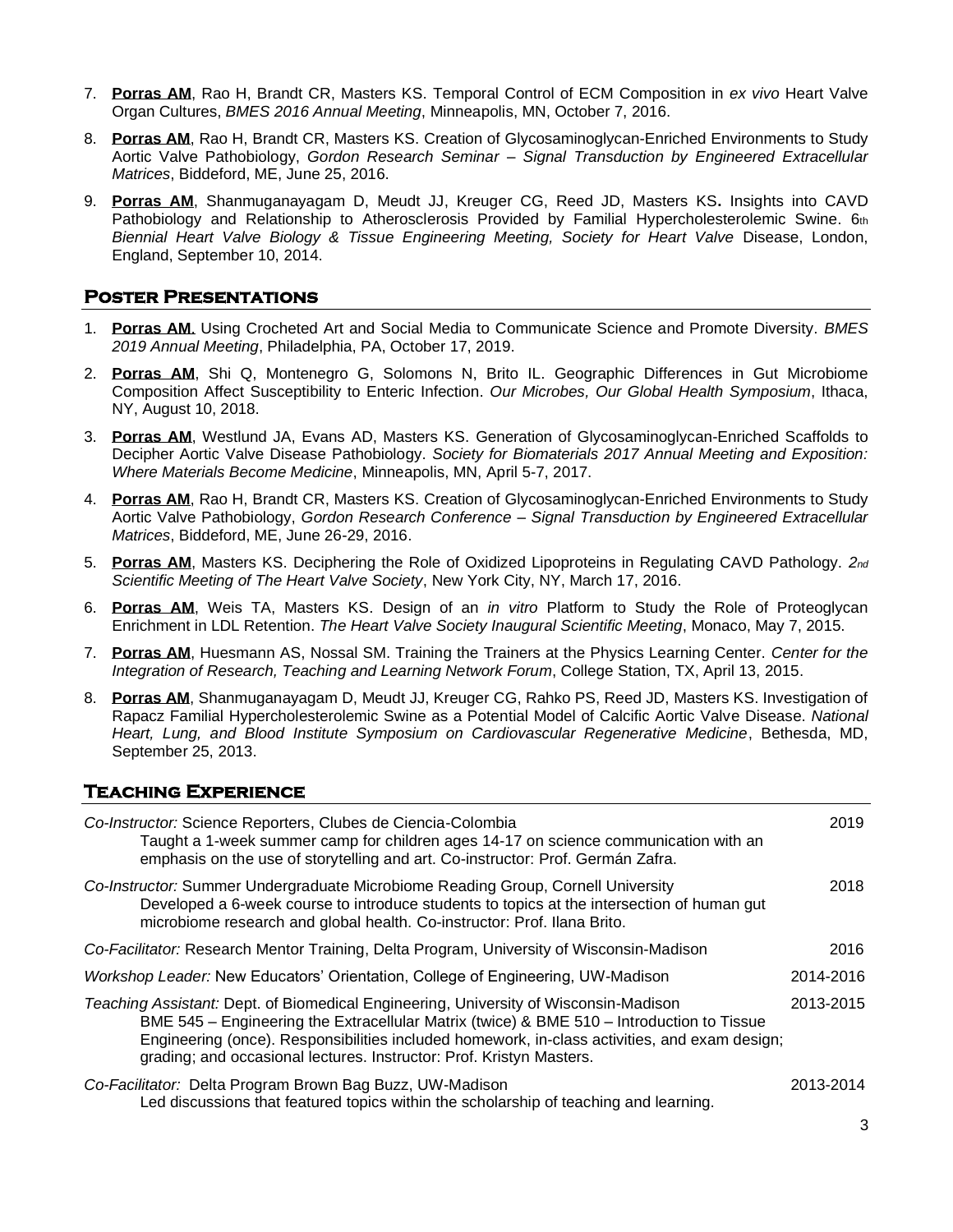7. **Porras AM**, Rao H, Brandt CR, Masters KS. Temporal Control of ECM Composition in *ex vivo* Heart Valve Organ Cultures, *BMES 2016 Annual Meeting*, Minneapolis, MN, October 7, 2016.

8. **Porras AM**, Rao H, Brandt CR, Masters KS. Creation of Glycosaminoglycan-Enriched Environments to Study Aortic Valve Pathobiology, *Gordon Research Seminar – Signal Transduction by Engineered Extracellular Matrices*, Biddeford, ME, June 25, 2016.

9. **Porras AM**, Shanmuganayagam D, Meudt JJ, Kreuger CG, Reed JD, Masters KS**.** Insights into CAVD Pathobiology and Relationship to Atherosclerosis Provided by Familial Hypercholesterolemic Swine. 6th *Biennial Heart Valve Biology & Tissue Engineering Meeting, Society for Heart Valve* Disease, London, England, September 10, 2014.

## Poster Presentations

1. **Porras AM**. Using Crocheted Art and Social Media to Communicate Science and Promote Diversity. *BMES 2019 Annual Meeting*, Philadelphia, PA, October 17, 2019.

2. **Porras AM**, Shi Q, Montenegro G, Solomons N, Brito IL. Geographic Differences in Gut Microbiome Composition Affect Susceptibility to Enteric Infection. *Our Microbes, Our Global Health Symposium*, Ithaca, NY, August 10, 2018.

3. **Porras AM**, Westlund JA, Evans AD, Masters KS. Generation of Glycosaminoglycan-Enriched Scaffolds to Decipher Aortic Valve Disease Pathobiology. *Society for Biomaterials 2017 Annual Meeting and Exposition: Where Materials Become Medicine*, Minneapolis, MN, April 5-7, 2017.

4. **Porras AM**, Rao H, Brandt CR, Masters KS. Creation of Glycosaminoglycan-Enriched Environments to Study Aortic Valve Pathobiology, *Gordon Research Conference – Signal Transduction by Engineered Extracellular Matrices*, Biddeford, ME, June 26-29, 2016.

5. **Porras AM**, Masters KS. Deciphering the Role of Oxidized Lipoproteins in Regulating CAVD Pathology. *2nd Scientific Meeting of The Heart Valve Society*, New York City, NY, March 17, 2016.

6. **Porras AM**, Weis TA, Masters KS. Design of an *in vitro* Platform to Study the Role of Proteoglycan Enrichment in LDL Retention. *The Heart Valve Society Inaugural Scientific Meeting*, Monaco, May 7, 2015.

7. **Porras AM**, Huesmann AS, Nossal SM. Training the Trainers at the Physics Learning Center. *Center for the Integration of Research, Teaching and Learning Network Forum*, College Station, TX, April 13, 2015.

8. **Porras AM**, Shanmuganayagam D, Meudt JJ, Kreuger CG, Rahko PS, Reed JD, Masters KS. Investigation of Rapacz Familial Hypercholesterolemic Swine as a Potential Model of Calcific Aortic Valve Disease. *National Heart, Lung, and Blood Institute Symposium on Cardiovascular Regenerative Medicine*, Bethesda, MD, September 25, 2013.

## Teaching Experience

*Co-Instructor:* Science Reporters, Clubes de Ciencia-Colombia — 2019
Taught a 1-week summer camp for children ages 14-17 on science communication with an emphasis on the use of storytelling and art. Co-instructor: Prof. Germán Zafra.

*Co-Instructor:* Summer Undergraduate Microbiome Reading Group, Cornell University — 2018
Developed a 6-week course to introduce students to topics at the intersection of human gut microbiome research and global health. Co-instructor: Prof. Ilana Brito.

*Co-Facilitator:* Research Mentor Training, Delta Program, University of Wisconsin-Madison — 2016

*Workshop Leader:* New Educators' Orientation, College of Engineering, UW-Madison — 2014-2016

*Teaching Assistant:* Dept. of Biomedical Engineering, University of Wisconsin-Madison — 2013-2015
BME 545 – Engineering the Extracellular Matrix (twice) & BME 510 – Introduction to Tissue Engineering (once). Responsibilities included homework, in-class activities, and exam design; grading; and occasional lectures. Instructor: Prof. Kristyn Masters.

*Co-Facilitator:* Delta Program Brown Bag Buzz, UW-Madison — 2013-2014
Led discussions that featured topics within the scholarship of teaching and learning.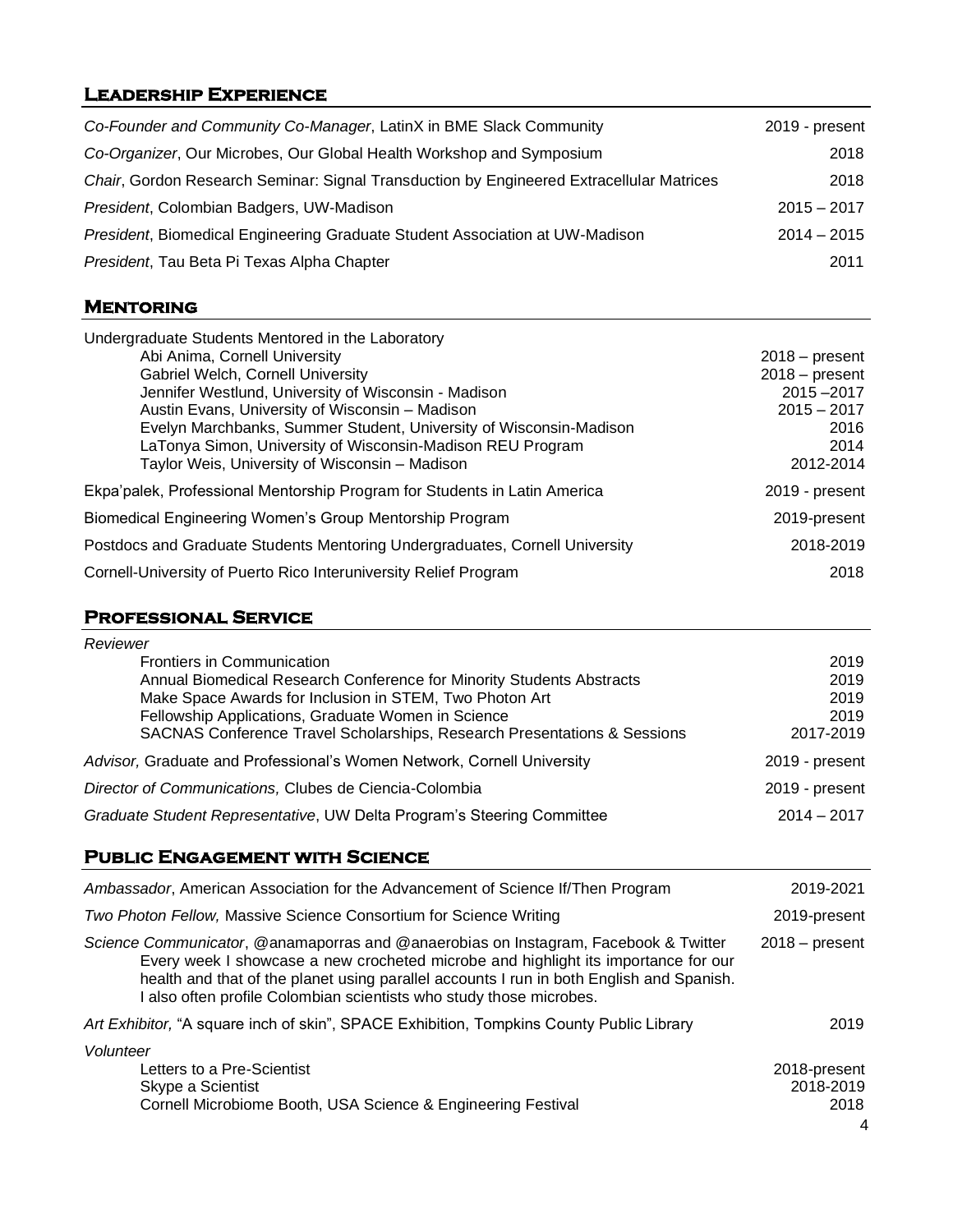## Leadership Experience

*Co-Founder and Community Co-Manager*, LatinX in BME Slack Community 2019 - present

*Co-Organizer*, Our Microbes, Our Global Health Workshop and Symposium 2018

*Chair*, Gordon Research Seminar: Signal Transduction by Engineered Extracellular Matrices 2018

*President*, Colombian Badgers, UW-Madison 2015 – 2017

*President*, Biomedical Engineering Graduate Student Association at UW-Madison 2014 – 2015

*President*, Tau Beta Pi Texas Alpha Chapter 2011

## Mentoring

Undergraduate Students Mentored in the Laboratory

- Abi Anima, Cornell University 2018 – present
- Gabriel Welch, Cornell University 2018 – present
- Jennifer Westlund, University of Wisconsin - Madison 2015 –2017
- Austin Evans, University of Wisconsin – Madison 2015 – 2017
- Evelyn Marchbanks, Summer Student, University of Wisconsin-Madison 2016
- LaTonya Simon, University of Wisconsin-Madison REU Program 2014
- Taylor Weis, University of Wisconsin – Madison 2012-2014

Ekpa'palek, Professional Mentorship Program for Students in Latin America 2019 - present

Biomedical Engineering Women's Group Mentorship Program 2019-present

Postdocs and Graduate Students Mentoring Undergraduates, Cornell University 2018-2019

Cornell-University of Puerto Rico Interuniversity Relief Program 2018

## Professional Service

*Reviewer*

- Frontiers in Communication 2019
- Annual Biomedical Research Conference for Minority Students Abstracts 2019
- Make Space Awards for Inclusion in STEM, Two Photon Art 2019
- Fellowship Applications, Graduate Women in Science 2019
- SACNAS Conference Travel Scholarships, Research Presentations & Sessions 2017-2019

*Advisor,* Graduate and Professional's Women Network, Cornell University 2019 - present

*Director of Communications,* Clubes de Ciencia-Colombia 2019 - present

*Graduate Student Representative*, UW Delta Program's Steering Committee 2014 – 2017

## Public Engagement with Science

*Ambassador*, American Association for the Advancement of Science If/Then Program 2019-2021

*Two Photon Fellow,* Massive Science Consortium for Science Writing 2019-present

*Science Communicator*, @anamaporras and @anaerobias on Instagram, Facebook & Twitter 2018 – present
Every week I showcase a new crocheted microbe and highlight its importance for our health and that of the planet using parallel accounts I run in both English and Spanish. I also often profile Colombian scientists who study those microbes.

*Art Exhibitor,* "A square inch of skin", SPACE Exhibition, Tompkins County Public Library 2019

*Volunteer*

- Letters to a Pre-Scientist 2018-present
- Skype a Scientist 2018-2019
- Cornell Microbiome Booth, USA Science & Engineering Festival 2018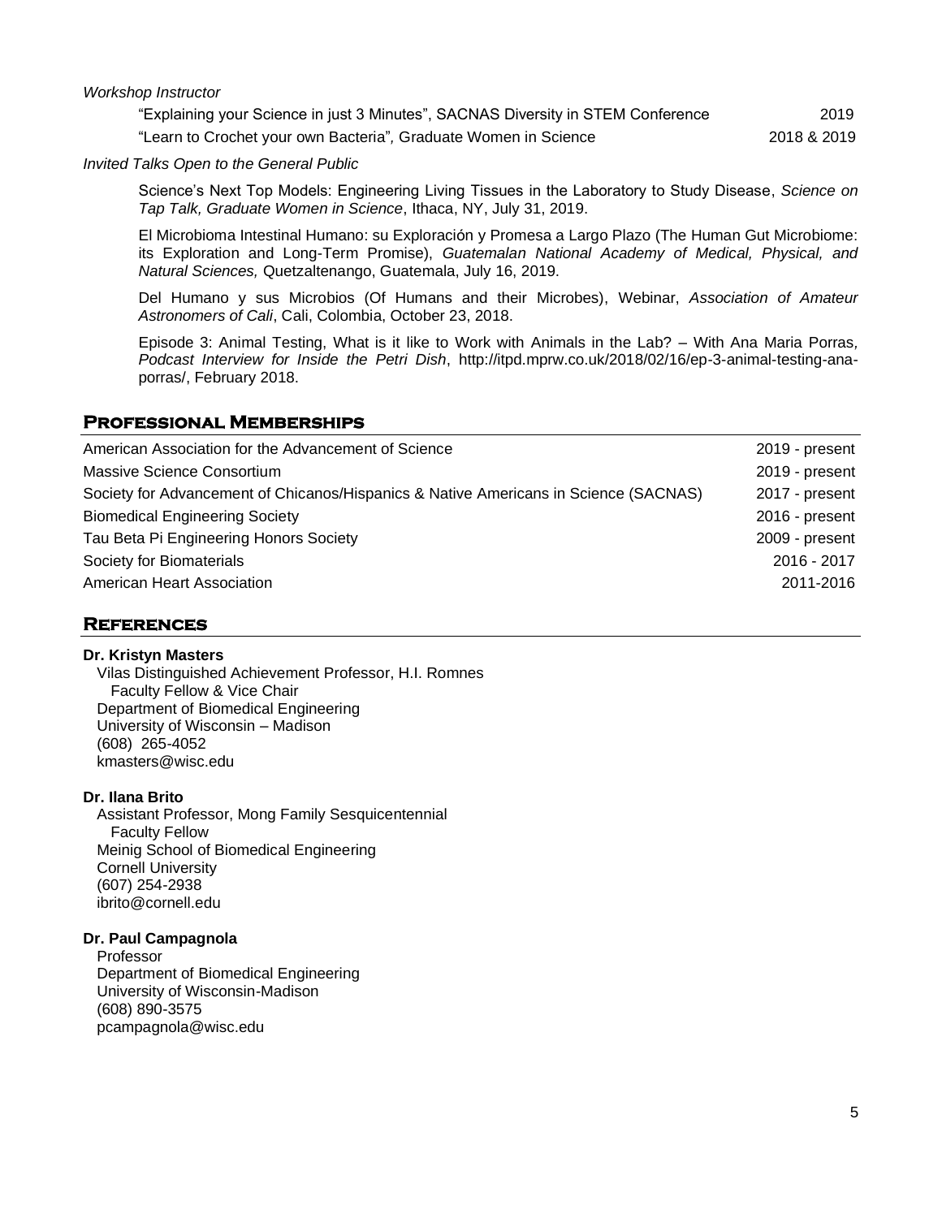*Workshop Instructor*

| | |
|---|---|
| "Explaining your Science in just 3 Minutes", SACNAS Diversity in STEM Conference | 2019 |
| "Learn to Crochet your own Bacteria", Graduate Women in Science | 2018 & 2019 |

*Invited Talks Open to the General Public*

Science's Next Top Models: Engineering Living Tissues in the Laboratory to Study Disease, *Science on Tap Talk, Graduate Women in Science*, Ithaca, NY, July 31, 2019.

El Microbioma Intestinal Humano: su Exploración y Promesa a Largo Plazo (The Human Gut Microbiome: its Exploration and Long-Term Promise), *Guatemalan National Academy of Medical, Physical, and Natural Sciences,* Quetzaltenango, Guatemala, July 16, 2019.

Del Humano y sus Microbios (Of Humans and their Microbes), Webinar, *Association of Amateur Astronomers of Cali*, Cali, Colombia, October 23, 2018.

Episode 3: Animal Testing, What is it like to Work with Animals in the Lab? – With Ana Maria Porras, *Podcast Interview for Inside the Petri Dish*, http://itpd.mprw.co.uk/2018/02/16/ep-3-animal-testing-ana-porras/, February 2018.

## Professional Memberships

| | |
|---|---|
| American Association for the Advancement of Science | 2019 - present |
| Massive Science Consortium | 2019 - present |
| Society for Advancement of Chicanos/Hispanics & Native Americans in Science (SACNAS) | 2017 - present |
| Biomedical Engineering Society | 2016 - present |
| Tau Beta Pi Engineering Honors Society | 2009 - present |
| Society for Biomaterials | 2016 - 2017 |
| American Heart Association | 2011-2016 |

## References

**Dr. Kristyn Masters**
Vilas Distinguished Achievement Professor, H.I. Romnes Faculty Fellow & Vice Chair
Department of Biomedical Engineering
University of Wisconsin – Madison
(608) 265-4052
kmasters@wisc.edu

**Dr. Ilana Brito**
Assistant Professor, Mong Family Sesquicentennial Faculty Fellow
Meinig School of Biomedical Engineering
Cornell University
(607) 254-2938
ibrito@cornell.edu

**Dr. Paul Campagnola**
Professor
Department of Biomedical Engineering
University of Wisconsin-Madison
(608) 890-3575
pcampagnola@wisc.edu